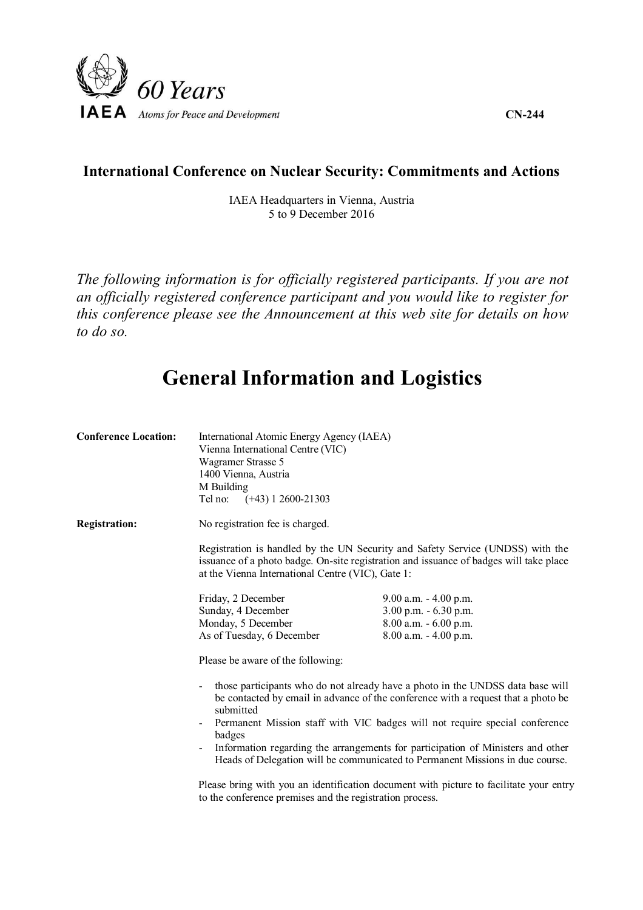60 Years

IAEA Atoms for Peace and Development

CN-244

## International Conference on Nuclear Security: Commitments and Actions

IAEA Headquarters in Vienna, Austria
5 to 9 December 2016

*The following information is for officially registered participants. If you are not an officially registered conference participant and you would like to register for this conference please see the Announcement at this web site for details on how to do so.*

# General Information and Logistics

**Conference Location:**

International Atomic Energy Agency (IAEA)
Vienna International Centre (VIC)
Wagramer Strasse 5
1400 Vienna, Austria
M Building
Tel no: (+43) 1 2600-21303

**Registration:**

No registration fee is charged.

Registration is handled by the UN Security and Safety Service (UNDSS) with the issuance of a photo badge. On-site registration and issuance of badges will take place at the Vienna International Centre (VIC), Gate 1:

| | |
|---|---|
| Friday, 2 December | 9.00 a.m. - 4.00 p.m. |
| Sunday, 4 December | 3.00 p.m. - 6.30 p.m. |
| Monday, 5 December | 8.00 a.m. - 6.00 p.m. |
| As of Tuesday, 6 December | 8.00 a.m. - 4.00 p.m. |

Please be aware of the following:

- those participants who do not already have a photo in the UNDSS data base will be contacted by email in advance of the conference with a request that a photo be submitted
- Permanent Mission staff with VIC badges will not require special conference badges
- Information regarding the arrangements for participation of Ministers and other Heads of Delegation will be communicated to Permanent Missions in due course.

Please bring with you an identification document with picture to facilitate your entry to the conference premises and the registration process.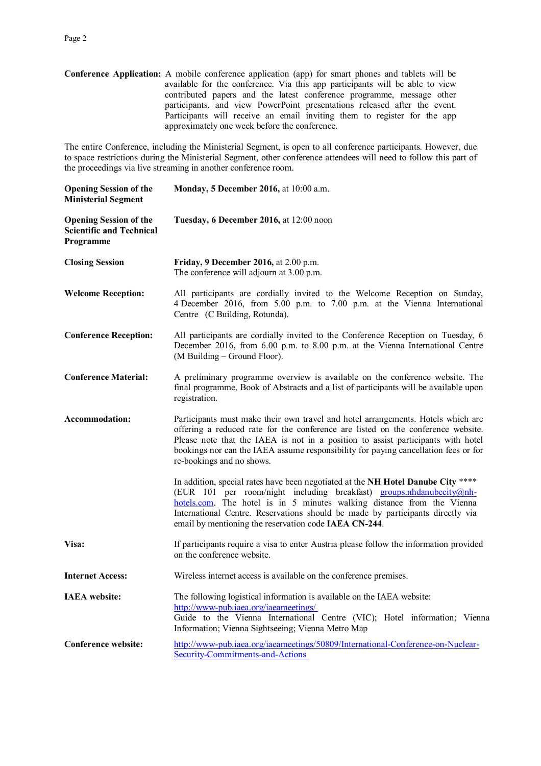**Conference Application:** A mobile conference application (app) for smart phones and tablets will be available for the conference. Via this app participants will be able to view contributed papers and the latest conference programme, message other participants, and view PowerPoint presentations released after the event. Participants will receive an email inviting them to register for the app approximately one week before the conference.

The entire Conference, including the Ministerial Segment, is open to all conference participants. However, due to space restrictions during the Ministerial Segment, other conference attendees will need to follow this part of the proceedings via live streaming in another conference room.

**Opening Session of the Ministerial Segment** — **Monday, 5 December 2016,** at 10:00 a.m.

**Opening Session of the Scientific and Technical Programme** — **Tuesday, 6 December 2016,** at 12:00 noon

**Closing Session** — **Friday, 9 December 2016,** at 2.00 p.m.
The conference will adjourn at 3.00 p.m.

**Welcome Reception:** All participants are cordially invited to the Welcome Reception on Sunday, 4 December 2016, from 5.00 p.m. to 7.00 p.m. at the Vienna International Centre (C Building, Rotunda).

**Conference Reception:** All participants are cordially invited to the Conference Reception on Tuesday, 6 December 2016, from 6.00 p.m. to 8.00 p.m. at the Vienna International Centre (M Building – Ground Floor).

**Conference Material:** A preliminary programme overview is available on the conference website. The final programme, Book of Abstracts and a list of participants will be available upon registration.

**Accommodation:** Participants must make their own travel and hotel arrangements. Hotels which are offering a reduced rate for the conference are listed on the conference website. Please note that the IAEA is not in a position to assist participants with hotel bookings nor can the IAEA assume responsibility for paying cancellation fees or for re-bookings and no shows.

In addition, special rates have been negotiated at the **NH Hotel Danube City** **** (EUR 101 per room/night including breakfast) groups.nhdanubecity@nh-hotels.com. The hotel is in 5 minutes walking distance from the Vienna International Centre. Reservations should be made by participants directly via email by mentioning the reservation code **IAEA CN-244**.

**Visa:** If participants require a visa to enter Austria please follow the information provided on the conference website.

**Internet Access:** Wireless internet access is available on the conference premises.

**IAEA website:** The following logistical information is available on the IAEA website:
http://www-pub.iaea.org/iaeameetings/
Guide to the Vienna International Centre (VIC); Hotel information; Vienna Information; Vienna Sightseeing; Vienna Metro Map

**Conference website:** http://www-pub.iaea.org/iaeameetings/50809/International-Conference-on-Nuclear-Security-Commitments-and-Actions